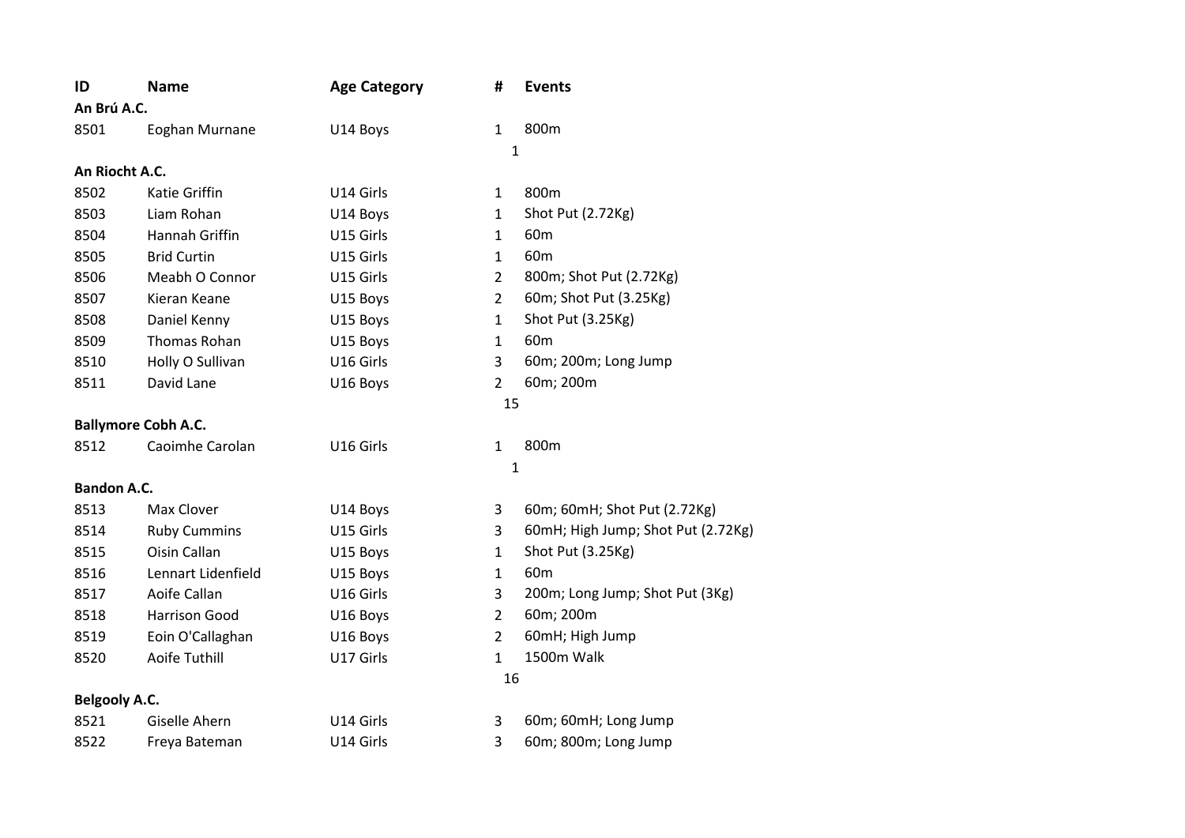| ID | Name | Age Category | # | Events |
|---|---|---|---|---|
| **An Brú A.C.** | | | | |
| 8501 | Eoghan Murnane | U14 Boys | 1 | 800m |
| | | | 1 | |
| **An Riocht A.C.** | | | | |
| 8502 | Katie Griffin | U14 Girls | 1 | 800m |
| 8503 | Liam Rohan | U14 Boys | 1 | Shot Put (2.72Kg) |
| 8504 | Hannah Griffin | U15 Girls | 1 | 60m |
| 8505 | Brid Curtin | U15 Girls | 1 | 60m |
| 8506 | Meabh O Connor | U15 Girls | 2 | 800m; Shot Put (2.72Kg) |
| 8507 | Kieran Keane | U15 Boys | 2 | 60m; Shot Put (3.25Kg) |
| 8508 | Daniel Kenny | U15 Boys | 1 | Shot Put (3.25Kg) |
| 8509 | Thomas Rohan | U15 Boys | 1 | 60m |
| 8510 | Holly O Sullivan | U16 Girls | 3 | 60m; 200m; Long Jump |
| 8511 | David Lane | U16 Boys | 2 | 60m; 200m |
| | | | 15 | |
| **Ballymore Cobh A.C.** | | | | |
| 8512 | Caoimhe Carolan | U16 Girls | 1 | 800m |
| | | | 1 | |
| **Bandon A.C.** | | | | |
| 8513 | Max Clover | U14 Boys | 3 | 60m; 60mH; Shot Put (2.72Kg) |
| 8514 | Ruby Cummins | U15 Girls | 3 | 60mH; High Jump; Shot Put (2.72Kg) |
| 8515 | Oisin Callan | U15 Boys | 1 | Shot Put (3.25Kg) |
| 8516 | Lennart Lidenfield | U15 Boys | 1 | 60m |
| 8517 | Aoife Callan | U16 Girls | 3 | 200m; Long Jump; Shot Put (3Kg) |
| 8518 | Harrison Good | U16 Boys | 2 | 60m; 200m |
| 8519 | Eoin O'Callaghan | U16 Boys | 2 | 60mH; High Jump |
| 8520 | Aoife Tuthill | U17 Girls | 1 | 1500m Walk |
| | | | 16 | |
| **Belgooly A.C.** | | | | |
| 8521 | Giselle Ahern | U14 Girls | 3 | 60m; 60mH; Long Jump |
| 8522 | Freya Bateman | U14 Girls | 3 | 60m; 800m; Long Jump |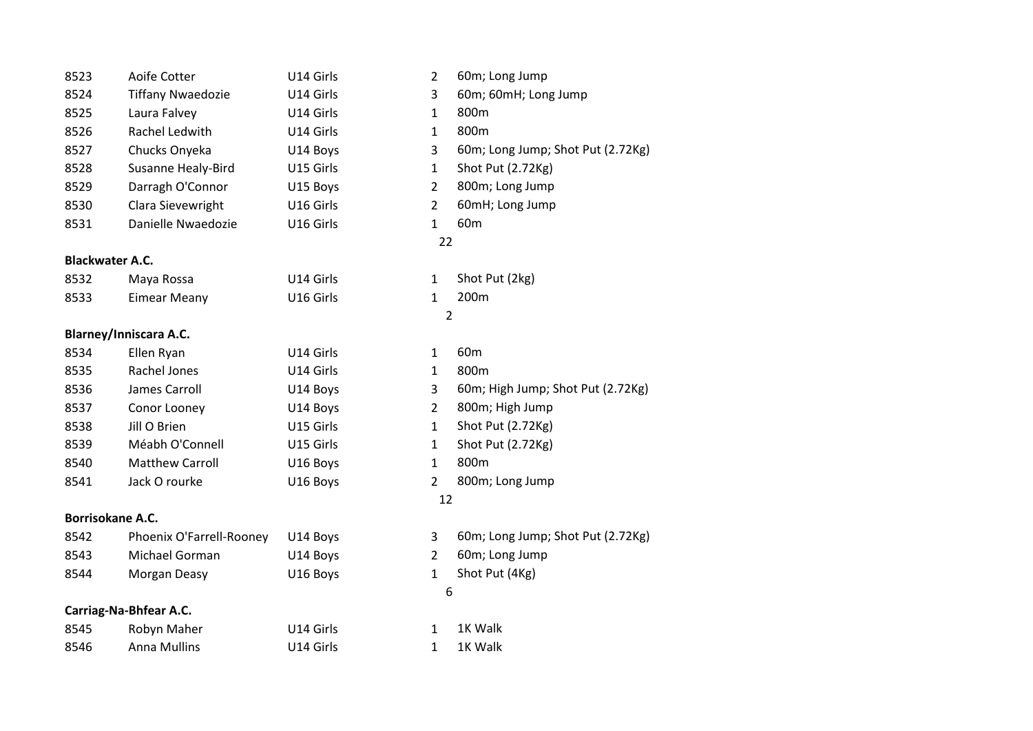| | | | | |
|---|---|---|---|---|
| 8523 | Aoife Cotter | U14 Girls | 2 | 60m; Long Jump |
| 8524 | Tiffany Nwaedozie | U14 Girls | 3 | 60m; 60mH; Long Jump |
| 8525 | Laura Falvey | U14 Girls | 1 | 800m |
| 8526 | Rachel Ledwith | U14 Girls | 1 | 800m |
| 8527 | Chucks Onyeka | U14 Boys | 3 | 60m; Long Jump; Shot Put (2.72Kg) |
| 8528 | Susanne Healy-Bird | U15 Girls | 1 | Shot Put (2.72Kg) |
| 8529 | Darragh O'Connor | U15 Boys | 2 | 800m; Long Jump |
| 8530 | Clara Sievewright | U16 Girls | 2 | 60mH; Long Jump |
| 8531 | Danielle Nwaedozie | U16 Girls | 1 | 60m |
| | | | 22 | |

**Blackwater A.C.**

| | | | | |
|---|---|---|---|---|
| 8532 | Maya Rossa | U14 Girls | 1 | Shot Put (2kg) |
| 8533 | Eimear Meany | U16 Girls | 1 | 200m |
| | | | 2 | |

**Blarney/Inniscara A.C.**

| | | | | |
|---|---|---|---|---|
| 8534 | Ellen Ryan | U14 Girls | 1 | 60m |
| 8535 | Rachel Jones | U14 Girls | 1 | 800m |
| 8536 | James Carroll | U14 Boys | 3 | 60m; High Jump; Shot Put (2.72Kg) |
| 8537 | Conor Looney | U14 Boys | 2 | 800m; High Jump |
| 8538 | Jill O Brien | U15 Girls | 1 | Shot Put (2.72Kg) |
| 8539 | Méabh O'Connell | U15 Girls | 1 | Shot Put (2.72Kg) |
| 8540 | Matthew Carroll | U16 Boys | 1 | 800m |
| 8541 | Jack O rourke | U16 Boys | 2 | 800m; Long Jump |
| | | | 12 | |

**Borrisokane A.C.**

| | | | | |
|---|---|---|---|---|
| 8542 | Phoenix O'Farrell-Rooney | U14 Boys | 3 | 60m; Long Jump; Shot Put (2.72Kg) |
| 8543 | Michael Gorman | U14 Boys | 2 | 60m; Long Jump |
| 8544 | Morgan Deasy | U16 Boys | 1 | Shot Put (4Kg) |
| | | | 6 | |

**Carriag-Na-Bhfear A.C.**

| | | | | |
|---|---|---|---|---|
| 8545 | Robyn Maher | U14 Girls | 1 | 1K Walk |
| 8546 | Anna Mullins | U14 Girls | 1 | 1K Walk |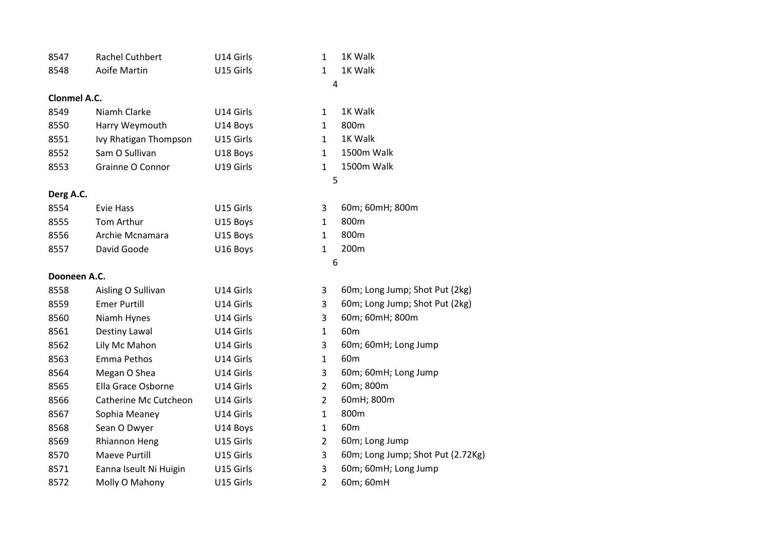| | | | | |
|---|---|---|---|---|
| 8547 | Rachel Cuthbert | U14 Girls | 1 | 1K Walk |
| 8548 | Aoife Martin | U15 Girls | 1 | 1K Walk |
| | | | 4 | |

**Clonmel A.C.**

| | | | | |
|---|---|---|---|---|
| 8549 | Niamh Clarke | U14 Girls | 1 | 1K Walk |
| 8550 | Harry Weymouth | U14 Boys | 1 | 800m |
| 8551 | Ivy Rhatigan Thompson | U15 Girls | 1 | 1K Walk |
| 8552 | Sam O Sullivan | U18 Boys | 1 | 1500m Walk |
| 8553 | Grainne O Connor | U19 Girls | 1 | 1500m Walk |
| | | | 5 | |

**Derg A.C.**

| | | | | |
|---|---|---|---|---|
| 8554 | Evie Hass | U15 Girls | 3 | 60m; 60mH; 800m |
| 8555 | Tom Arthur | U15 Boys | 1 | 800m |
| 8556 | Archie Mcnamara | U15 Boys | 1 | 800m |
| 8557 | David Goode | U16 Boys | 1 | 200m |
| | | | 6 | |

**Dooneen A.C.**

| | | | | |
|---|---|---|---|---|
| 8558 | Aisling O Sullivan | U14 Girls | 3 | 60m; Long Jump; Shot Put (2kg) |
| 8559 | Emer Purtill | U14 Girls | 3 | 60m; Long Jump; Shot Put (2kg) |
| 8560 | Niamh Hynes | U14 Girls | 3 | 60m; 60mH; 800m |
| 8561 | Destiny Lawal | U14 Girls | 1 | 60m |
| 8562 | Lily Mc Mahon | U14 Girls | 3 | 60m; 60mH; Long Jump |
| 8563 | Emma Pethos | U14 Girls | 1 | 60m |
| 8564 | Megan O Shea | U14 Girls | 3 | 60m; 60mH; Long Jump |
| 8565 | Ella Grace Osborne | U14 Girls | 2 | 60m; 800m |
| 8566 | Catherine Mc Cutcheon | U14 Girls | 2 | 60mH; 800m |
| 8567 | Sophia Meaney | U14 Girls | 1 | 800m |
| 8568 | Sean O Dwyer | U14 Boys | 1 | 60m |
| 8569 | Rhiannon Heng | U15 Girls | 2 | 60m; Long Jump |
| 8570 | Maeve Purtill | U15 Girls | 3 | 60m; Long Jump; Shot Put (2.72Kg) |
| 8571 | Eanna Iseult Ni Huigin | U15 Girls | 3 | 60m; 60mH; Long Jump |
| 8572 | Molly O Mahony | U15 Girls | 2 | 60m; 60mH |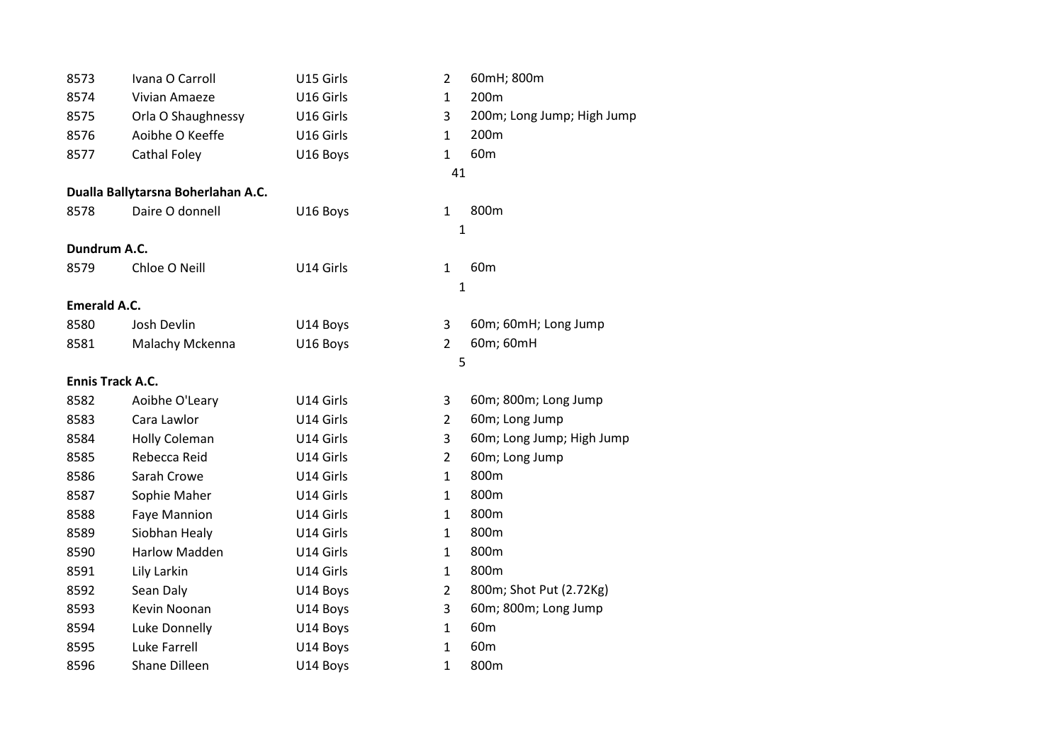| | | | | |
|---|---|---|---|---|
| 8573 | Ivana O Carroll | U15 Girls | 2 | 60mH; 800m |
| 8574 | Vivian Amaeze | U16 Girls | 1 | 200m |
| 8575 | Orla O Shaughnessy | U16 Girls | 3 | 200m; Long Jump; High Jump |
| 8576 | Aoibhe O Keeffe | U16 Girls | 1 | 200m |
| 8577 | Cathal Foley | U16 Boys | 1 | 60m |
| | | | 41 | |

**Dualla Ballytarsna Boherlahan A.C.**

| | | | | |
|---|---|---|---|---|
| 8578 | Daire O donnell | U16 Boys | 1 | 800m |
| | | | 1 | |

**Dundrum A.C.**

| | | | | |
|---|---|---|---|---|
| 8579 | Chloe O Neill | U14 Girls | 1 | 60m |
| | | | 1 | |

**Emerald A.C.**

| | | | | |
|---|---|---|---|---|
| 8580 | Josh Devlin | U14 Boys | 3 | 60m; 60mH; Long Jump |
| 8581 | Malachy Mckenna | U16 Boys | 2 | 60m; 60mH |
| | | | 5 | |

**Ennis Track A.C.**

| | | | | |
|---|---|---|---|---|
| 8582 | Aoibhe O'Leary | U14 Girls | 3 | 60m; 800m; Long Jump |
| 8583 | Cara Lawlor | U14 Girls | 2 | 60m; Long Jump |
| 8584 | Holly Coleman | U14 Girls | 3 | 60m; Long Jump; High Jump |
| 8585 | Rebecca Reid | U14 Girls | 2 | 60m; Long Jump |
| 8586 | Sarah Crowe | U14 Girls | 1 | 800m |
| 8587 | Sophie Maher | U14 Girls | 1 | 800m |
| 8588 | Faye Mannion | U14 Girls | 1 | 800m |
| 8589 | Siobhan Healy | U14 Girls | 1 | 800m |
| 8590 | Harlow Madden | U14 Girls | 1 | 800m |
| 8591 | Lily Larkin | U14 Girls | 1 | 800m |
| 8592 | Sean Daly | U14 Boys | 2 | 800m; Shot Put (2.72Kg) |
| 8593 | Kevin Noonan | U14 Boys | 3 | 60m; 800m; Long Jump |
| 8594 | Luke Donnelly | U14 Boys | 1 | 60m |
| 8595 | Luke Farrell | U14 Boys | 1 | 60m |
| 8596 | Shane Dilleen | U14 Boys | 1 | 800m |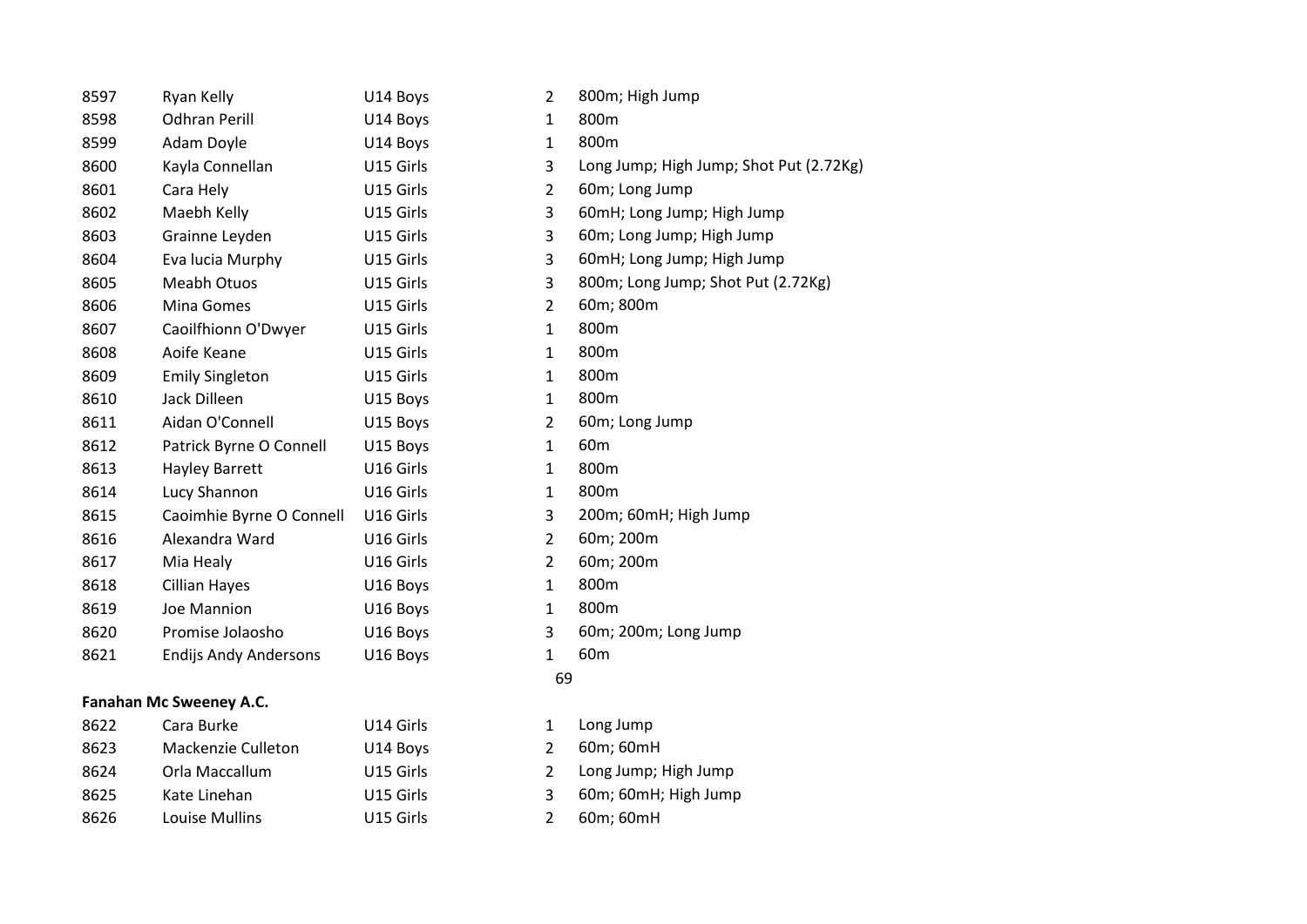| | | | | |
|---|---|---|---|---|
| 8597 | Ryan Kelly | U14 Boys | 2 | 800m; High Jump |
| 8598 | Odhran Perill | U14 Boys | 1 | 800m |
| 8599 | Adam Doyle | U14 Boys | 1 | 800m |
| 8600 | Kayla Connellan | U15 Girls | 3 | Long Jump; High Jump; Shot Put (2.72Kg) |
| 8601 | Cara Hely | U15 Girls | 2 | 60m; Long Jump |
| 8602 | Maebh Kelly | U15 Girls | 3 | 60mH; Long Jump; High Jump |
| 8603 | Grainne Leyden | U15 Girls | 3 | 60m; Long Jump; High Jump |
| 8604 | Eva lucia Murphy | U15 Girls | 3 | 60mH; Long Jump; High Jump |
| 8605 | Meabh Otuos | U15 Girls | 3 | 800m; Long Jump; Shot Put (2.72Kg) |
| 8606 | Mina Gomes | U15 Girls | 2 | 60m; 800m |
| 8607 | Caoilfhionn O'Dwyer | U15 Girls | 1 | 800m |
| 8608 | Aoife Keane | U15 Girls | 1 | 800m |
| 8609 | Emily Singleton | U15 Girls | 1 | 800m |
| 8610 | Jack Dilleen | U15 Boys | 1 | 800m |
| 8611 | Aidan O'Connell | U15 Boys | 2 | 60m; Long Jump |
| 8612 | Patrick Byrne O Connell | U15 Boys | 1 | 60m |
| 8613 | Hayley Barrett | U16 Girls | 1 | 800m |
| 8614 | Lucy Shannon | U16 Girls | 1 | 800m |
| 8615 | Caoimhie Byrne O Connell | U16 Girls | 3 | 200m; 60mH; High Jump |
| 8616 | Alexandra Ward | U16 Girls | 2 | 60m; 200m |
| 8617 | Mia Healy | U16 Girls | 2 | 60m; 200m |
| 8618 | Cillian Hayes | U16 Boys | 1 | 800m |
| 8619 | Joe Mannion | U16 Boys | 1 | 800m |
| 8620 | Promise Jolaosho | U16 Boys | 3 | 60m; 200m; Long Jump |
| 8621 | Endijs Andy Andersons | U16 Boys | 1 | 60m |
| | | | 69 | |

**Fanahan Mc Sweeney A.C.**

| | | | | |
|---|---|---|---|---|
| 8622 | Cara Burke | U14 Girls | 1 | Long Jump |
| 8623 | Mackenzie Culleton | U14 Boys | 2 | 60m; 60mH |
| 8624 | Orla Maccallum | U15 Girls | 2 | Long Jump; High Jump |
| 8625 | Kate Linehan | U15 Girls | 3 | 60m; 60mH; High Jump |
| 8626 | Louise Mullins | U15 Girls | 2 | 60m; 60mH |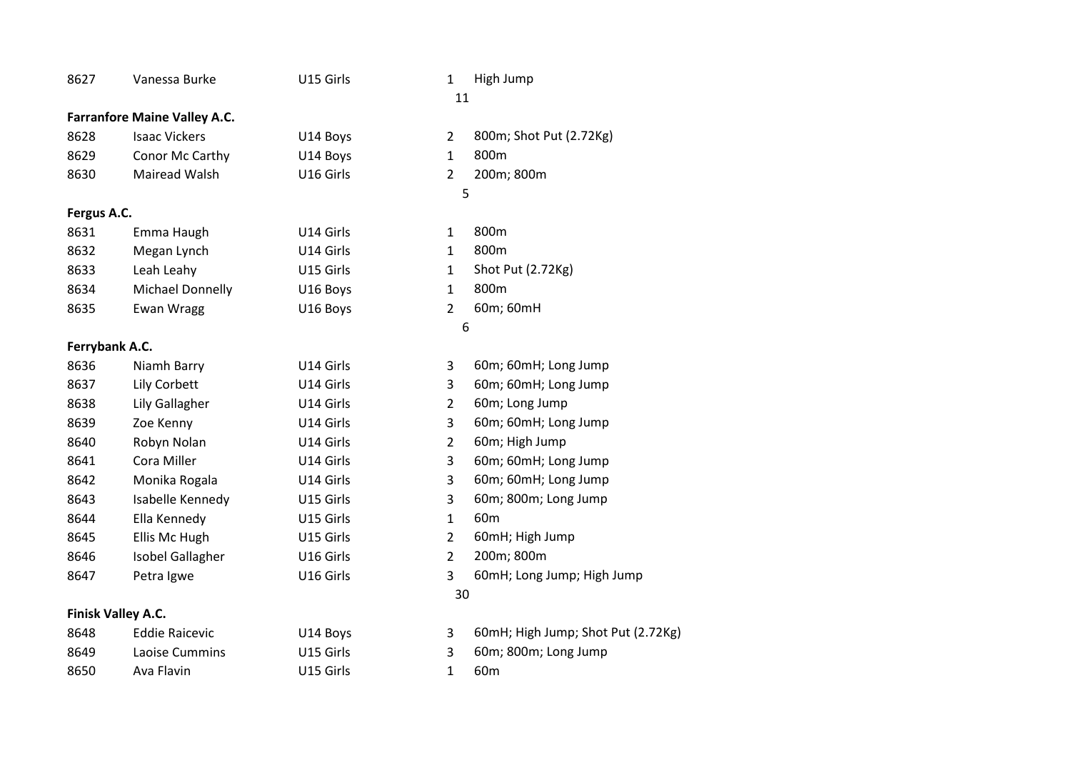| | | | | |
|---|---|---|---|---|
| 8627 | Vanessa Burke | U15 Girls | 1 | High Jump |
| | | | 11 | |

**Farranfore Maine Valley A.C.**

| | | | | |
|---|---|---|---|---|
| 8628 | Isaac Vickers | U14 Boys | 2 | 800m; Shot Put (2.72Kg) |
| 8629 | Conor Mc Carthy | U14 Boys | 1 | 800m |
| 8630 | Mairead Walsh | U16 Girls | 2 | 200m; 800m |
| | | | 5 | |

**Fergus A.C.**

| | | | | |
|---|---|---|---|---|
| 8631 | Emma Haugh | U14 Girls | 1 | 800m |
| 8632 | Megan Lynch | U14 Girls | 1 | 800m |
| 8633 | Leah Leahy | U15 Girls | 1 | Shot Put (2.72Kg) |
| 8634 | Michael Donnelly | U16 Boys | 1 | 800m |
| 8635 | Ewan Wragg | U16 Boys | 2 | 60m; 60mH |
| | | | 6 | |

**Ferrybank A.C.**

| | | | | |
|---|---|---|---|---|
| 8636 | Niamh Barry | U14 Girls | 3 | 60m; 60mH; Long Jump |
| 8637 | Lily Corbett | U14 Girls | 3 | 60m; 60mH; Long Jump |
| 8638 | Lily Gallagher | U14 Girls | 2 | 60m; Long Jump |
| 8639 | Zoe Kenny | U14 Girls | 3 | 60m; 60mH; Long Jump |
| 8640 | Robyn Nolan | U14 Girls | 2 | 60m; High Jump |
| 8641 | Cora Miller | U14 Girls | 3 | 60m; 60mH; Long Jump |
| 8642 | Monika Rogala | U14 Girls | 3 | 60m; 60mH; Long Jump |
| 8643 | Isabelle Kennedy | U15 Girls | 3 | 60m; 800m; Long Jump |
| 8644 | Ella Kennedy | U15 Girls | 1 | 60m |
| 8645 | Ellis Mc Hugh | U15 Girls | 2 | 60mH; High Jump |
| 8646 | Isobel Gallagher | U16 Girls | 2 | 200m; 800m |
| 8647 | Petra Igwe | U16 Girls | 3 | 60mH; Long Jump; High Jump |
| | | | 30 | |

**Finisk Valley A.C.**

| | | | | |
|---|---|---|---|---|
| 8648 | Eddie Raicevic | U14 Boys | 3 | 60mH; High Jump; Shot Put (2.72Kg) |
| 8649 | Laoise Cummins | U15 Girls | 3 | 60m; 800m; Long Jump |
| 8650 | Ava Flavin | U15 Girls | 1 | 60m |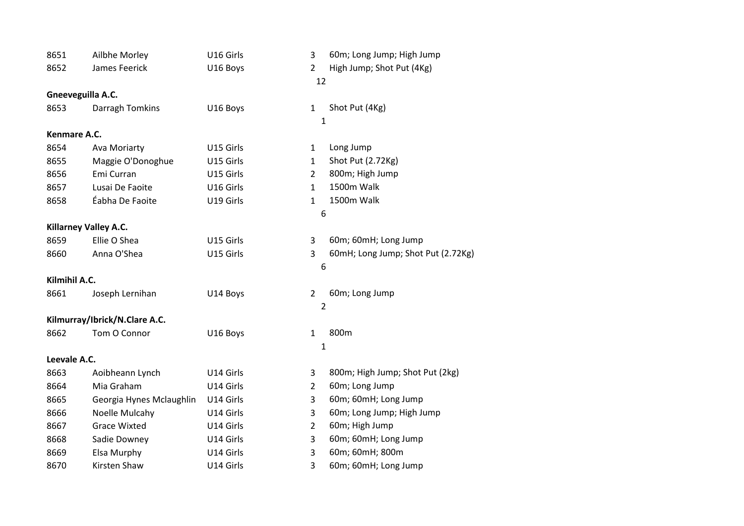| | | | | |
|---|---|---|---|---|
| 8651 | Ailbhe Morley | U16 Girls | 3 | 60m; Long Jump; High Jump |
| 8652 | James Feerick | U16 Boys | 2 | High Jump; Shot Put (4Kg) |
| | | | 12 | |

**Gneeveguilla A.C.**

| | | | | |
|---|---|---|---|---|
| 8653 | Darragh Tomkins | U16 Boys | 1 | Shot Put (4Kg) |
| | | | 1 | |

**Kenmare A.C.**

| | | | | |
|---|---|---|---|---|
| 8654 | Ava Moriarty | U15 Girls | 1 | Long Jump |
| 8655 | Maggie O'Donoghue | U15 Girls | 1 | Shot Put (2.72Kg) |
| 8656 | Emi Curran | U15 Girls | 2 | 800m; High Jump |
| 8657 | Lusai De Faoite | U16 Girls | 1 | 1500m Walk |
| 8658 | Éabha De Faoite | U19 Girls | 1 | 1500m Walk |
| | | | 6 | |

**Killarney Valley A.C.**

| | | | | |
|---|---|---|---|---|
| 8659 | Ellie O Shea | U15 Girls | 3 | 60m; 60mH; Long Jump |
| 8660 | Anna O'Shea | U15 Girls | 3 | 60mH; Long Jump; Shot Put (2.72Kg) |
| | | | 6 | |

**Kilmihil A.C.**

| | | | | |
|---|---|---|---|---|
| 8661 | Joseph Lernihan | U14 Boys | 2 | 60m; Long Jump |
| | | | 2 | |

**Kilmurray/Ibrick/N.Clare A.C.**

| | | | | |
|---|---|---|---|---|
| 8662 | Tom O Connor | U16 Boys | 1 | 800m |
| | | | 1 | |

**Leevale A.C.**

| | | | | |
|---|---|---|---|---|
| 8663 | Aoibheann Lynch | U14 Girls | 3 | 800m; High Jump; Shot Put (2kg) |
| 8664 | Mia Graham | U14 Girls | 2 | 60m; Long Jump |
| 8665 | Georgia Hynes Mclaughlin | U14 Girls | 3 | 60m; 60mH; Long Jump |
| 8666 | Noelle Mulcahy | U14 Girls | 3 | 60m; Long Jump; High Jump |
| 8667 | Grace Wixted | U14 Girls | 2 | 60m; High Jump |
| 8668 | Sadie Downey | U14 Girls | 3 | 60m; 60mH; Long Jump |
| 8669 | Elsa Murphy | U14 Girls | 3 | 60m; 60mH; 800m |
| 8670 | Kirsten Shaw | U14 Girls | 3 | 60m; 60mH; Long Jump |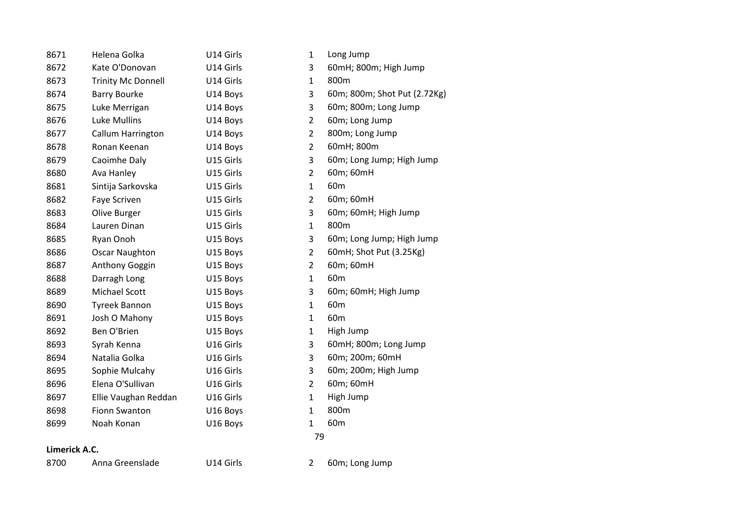| | | | | |
|---|---|---|---|---|
| 8671 | Helena Golka | U14 Girls | 1 | Long Jump |
| 8672 | Kate O'Donovan | U14 Girls | 3 | 60mH; 800m; High Jump |
| 8673 | Trinity Mc Donnell | U14 Girls | 1 | 800m |
| 8674 | Barry Bourke | U14 Boys | 3 | 60m; 800m; Shot Put (2.72Kg) |
| 8675 | Luke Merrigan | U14 Boys | 3 | 60m; 800m; Long Jump |
| 8676 | Luke Mullins | U14 Boys | 2 | 60m; Long Jump |
| 8677 | Callum Harrington | U14 Boys | 2 | 800m; Long Jump |
| 8678 | Ronan Keenan | U14 Boys | 2 | 60mH; 800m |
| 8679 | Caoimhe Daly | U15 Girls | 3 | 60m; Long Jump; High Jump |
| 8680 | Ava Hanley | U15 Girls | 2 | 60m; 60mH |
| 8681 | Sintija Sarkovska | U15 Girls | 1 | 60m |
| 8682 | Faye Scriven | U15 Girls | 2 | 60m; 60mH |
| 8683 | Olive Burger | U15 Girls | 3 | 60m; 60mH; High Jump |
| 8684 | Lauren Dinan | U15 Girls | 1 | 800m |
| 8685 | Ryan Onoh | U15 Boys | 3 | 60m; Long Jump; High Jump |
| 8686 | Oscar Naughton | U15 Boys | 2 | 60mH; Shot Put (3.25Kg) |
| 8687 | Anthony Goggin | U15 Boys | 2 | 60m; 60mH |
| 8688 | Darragh Long | U15 Boys | 1 | 60m |
| 8689 | Michael Scott | U15 Boys | 3 | 60m; 60mH; High Jump |
| 8690 | Tyreek Bannon | U15 Boys | 1 | 60m |
| 8691 | Josh O Mahony | U15 Boys | 1 | 60m |
| 8692 | Ben O'Brien | U15 Boys | 1 | High Jump |
| 8693 | Syrah Kenna | U16 Girls | 3 | 60mH; 800m; Long Jump |
| 8694 | Natalia Golka | U16 Girls | 3 | 60m; 200m; 60mH |
| 8695 | Sophie Mulcahy | U16 Girls | 3 | 60m; 200m; High Jump |
| 8696 | Elena O'Sullivan | U16 Girls | 2 | 60m; 60mH |
| 8697 | Ellie Vaughan Reddan | U16 Girls | 1 | High Jump |
| 8698 | Fionn Swanton | U16 Boys | 1 | 800m |
| 8699 | Noah Konan | U16 Boys | 1 | 60m |
| | | | 79 | |

**Limerick A.C.**

| | | | | |
|---|---|---|---|---|
| 8700 | Anna Greenslade | U14 Girls | 2 | 60m; Long Jump |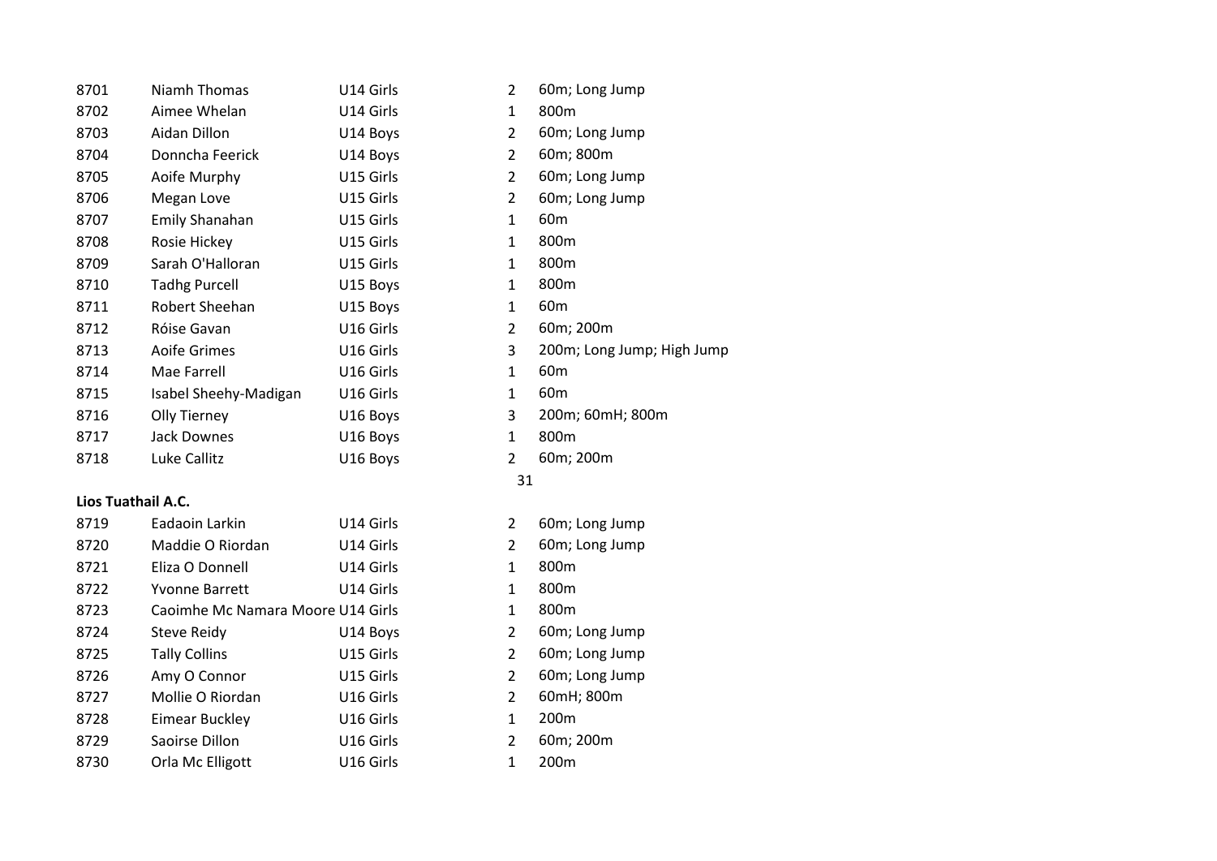| | | | | |
|---|---|---|---|---|
| 8701 | Niamh Thomas | U14 Girls | 2 | 60m; Long Jump |
| 8702 | Aimee Whelan | U14 Girls | 1 | 800m |
| 8703 | Aidan Dillon | U14 Boys | 2 | 60m; Long Jump |
| 8704 | Donncha Feerick | U14 Boys | 2 | 60m; 800m |
| 8705 | Aoife Murphy | U15 Girls | 2 | 60m; Long Jump |
| 8706 | Megan Love | U15 Girls | 2 | 60m; Long Jump |
| 8707 | Emily Shanahan | U15 Girls | 1 | 60m |
| 8708 | Rosie Hickey | U15 Girls | 1 | 800m |
| 8709 | Sarah O'Halloran | U15 Girls | 1 | 800m |
| 8710 | Tadhg Purcell | U15 Boys | 1 | 800m |
| 8711 | Robert Sheehan | U15 Boys | 1 | 60m |
| 8712 | Róise Gavan | U16 Girls | 2 | 60m; 200m |
| 8713 | Aoife Grimes | U16 Girls | 3 | 200m; Long Jump; High Jump |
| 8714 | Mae Farrell | U16 Girls | 1 | 60m |
| 8715 | Isabel Sheehy-Madigan | U16 Girls | 1 | 60m |
| 8716 | Olly Tierney | U16 Boys | 3 | 200m; 60mH; 800m |
| 8717 | Jack Downes | U16 Boys | 1 | 800m |
| 8718 | Luke Callitz | U16 Boys | 2 | 60m; 200m |
| | | | 31 | |

**Lios Tuathail A.C.**

| | | | | |
|---|---|---|---|---|
| 8719 | Eadaoin Larkin | U14 Girls | 2 | 60m; Long Jump |
| 8720 | Maddie O Riordan | U14 Girls | 2 | 60m; Long Jump |
| 8721 | Eliza O Donnell | U14 Girls | 1 | 800m |
| 8722 | Yvonne Barrett | U14 Girls | 1 | 800m |
| 8723 | Caoimhe Mc Namara Moore | U14 Girls | 1 | 800m |
| 8724 | Steve Reidy | U14 Boys | 2 | 60m; Long Jump |
| 8725 | Tally Collins | U15 Girls | 2 | 60m; Long Jump |
| 8726 | Amy O Connor | U15 Girls | 2 | 60m; Long Jump |
| 8727 | Mollie O Riordan | U16 Girls | 2 | 60mH; 800m |
| 8728 | Eimear Buckley | U16 Girls | 1 | 200m |
| 8729 | Saoirse Dillon | U16 Girls | 2 | 60m; 200m |
| 8730 | Orla Mc Elligott | U16 Girls | 1 | 200m |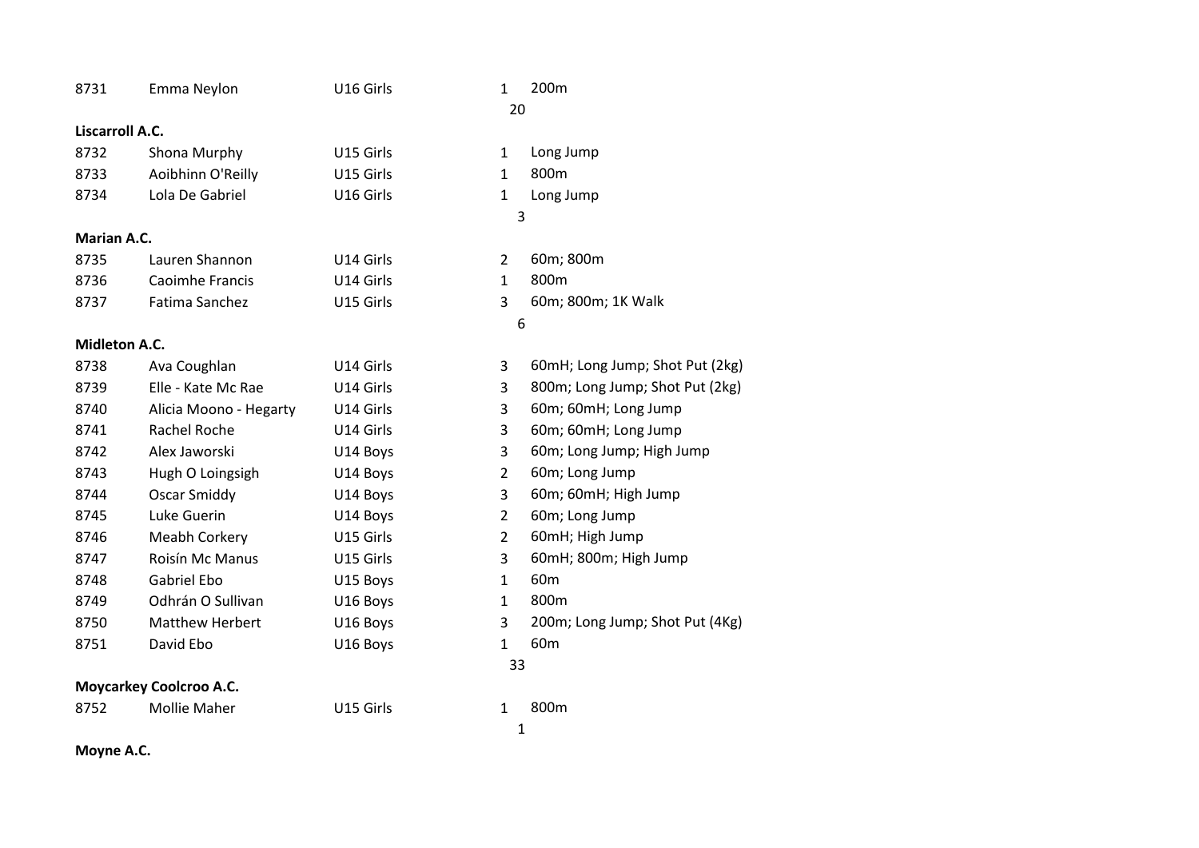| | | | | |
|---|---|---|---|---|
| 8731 | Emma Neylon | U16 Girls | 1 | 200m |
| | | | 20 | |

**Liscarroll A.C.**

| | | | | |
|---|---|---|---|---|
| 8732 | Shona Murphy | U15 Girls | 1 | Long Jump |
| 8733 | Aoibhinn O'Reilly | U15 Girls | 1 | 800m |
| 8734 | Lola De Gabriel | U16 Girls | 1 | Long Jump |
| | | | 3 | |

**Marian A.C.**

| | | | | |
|---|---|---|---|---|
| 8735 | Lauren Shannon | U14 Girls | 2 | 60m; 800m |
| 8736 | Caoimhe Francis | U14 Girls | 1 | 800m |
| 8737 | Fatima Sanchez | U15 Girls | 3 | 60m; 800m; 1K Walk |
| | | | 6 | |

**Midleton A.C.**

| | | | | |
|---|---|---|---|---|
| 8738 | Ava Coughlan | U14 Girls | 3 | 60mH; Long Jump; Shot Put (2kg) |
| 8739 | Elle - Kate Mc Rae | U14 Girls | 3 | 800m; Long Jump; Shot Put (2kg) |
| 8740 | Alicia Moono - Hegarty | U14 Girls | 3 | 60m; 60mH; Long Jump |
| 8741 | Rachel Roche | U14 Girls | 3 | 60m; 60mH; Long Jump |
| 8742 | Alex Jaworski | U14 Boys | 3 | 60m; Long Jump; High Jump |
| 8743 | Hugh O Loingsigh | U14 Boys | 2 | 60m; Long Jump |
| 8744 | Oscar Smiddy | U14 Boys | 3 | 60m; 60mH; High Jump |
| 8745 | Luke Guerin | U14 Boys | 2 | 60m; Long Jump |
| 8746 | Meabh Corkery | U15 Girls | 2 | 60mH; High Jump |
| 8747 | Roisín Mc Manus | U15 Girls | 3 | 60mH; 800m; High Jump |
| 8748 | Gabriel Ebo | U15 Boys | 1 | 60m |
| 8749 | Odhrán O Sullivan | U16 Boys | 1 | 800m |
| 8750 | Matthew Herbert | U16 Boys | 3 | 200m; Long Jump; Shot Put (4Kg) |
| 8751 | David Ebo | U16 Boys | 1 | 60m |
| | | | 33 | |

**Moycarkey Coolcroo A.C.**

| | | | | |
|---|---|---|---|---|
| 8752 | Mollie Maher | U15 Girls | 1 | 800m |
| | | | 1 | |

**Moyne A.C.**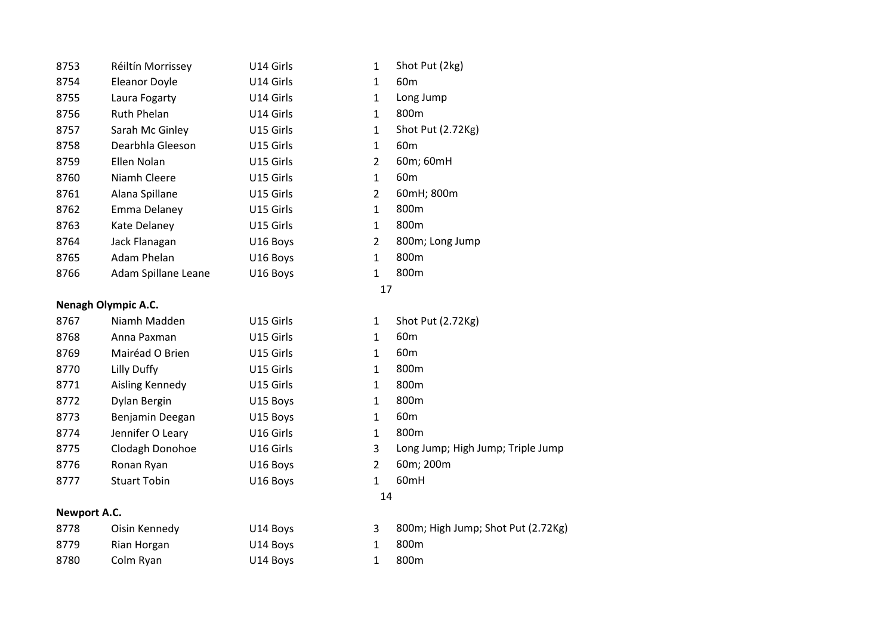| | | | | |
|---|---|---|---|---|
| 8753 | Réiltín Morrissey | U14 Girls | 1 | Shot Put (2kg) |
| 8754 | Eleanor Doyle | U14 Girls | 1 | 60m |
| 8755 | Laura Fogarty | U14 Girls | 1 | Long Jump |
| 8756 | Ruth Phelan | U14 Girls | 1 | 800m |
| 8757 | Sarah Mc Ginley | U15 Girls | 1 | Shot Put (2.72Kg) |
| 8758 | Dearbhla Gleeson | U15 Girls | 1 | 60m |
| 8759 | Ellen Nolan | U15 Girls | 2 | 60m; 60mH |
| 8760 | Niamh Cleere | U15 Girls | 1 | 60m |
| 8761 | Alana Spillane | U15 Girls | 2 | 60mH; 800m |
| 8762 | Emma Delaney | U15 Girls | 1 | 800m |
| 8763 | Kate Delaney | U15 Girls | 1 | 800m |
| 8764 | Jack Flanagan | U16 Boys | 2 | 800m; Long Jump |
| 8765 | Adam Phelan | U16 Boys | 1 | 800m |
| 8766 | Adam Spillane Leane | U16 Boys | 1 | 800m |
| | | | 17 | |

**Nenagh Olympic A.C.**

| | | | | |
|---|---|---|---|---|
| 8767 | Niamh Madden | U15 Girls | 1 | Shot Put (2.72Kg) |
| 8768 | Anna Paxman | U15 Girls | 1 | 60m |
| 8769 | Mairéad O Brien | U15 Girls | 1 | 60m |
| 8770 | Lilly Duffy | U15 Girls | 1 | 800m |
| 8771 | Aisling Kennedy | U15 Girls | 1 | 800m |
| 8772 | Dylan Bergin | U15 Boys | 1 | 800m |
| 8773 | Benjamin Deegan | U15 Boys | 1 | 60m |
| 8774 | Jennifer O Leary | U16 Girls | 1 | 800m |
| 8775 | Clodagh Donohoe | U16 Girls | 3 | Long Jump; High Jump; Triple Jump |
| 8776 | Ronan Ryan | U16 Boys | 2 | 60m; 200m |
| 8777 | Stuart Tobin | U16 Boys | 1 | 60mH |
| | | | 14 | |

**Newport A.C.**

| | | | | |
|---|---|---|---|---|
| 8778 | Oisin Kennedy | U14 Boys | 3 | 800m; High Jump; Shot Put (2.72Kg) |
| 8779 | Rian Horgan | U14 Boys | 1 | 800m |
| 8780 | Colm Ryan | U14 Boys | 1 | 800m |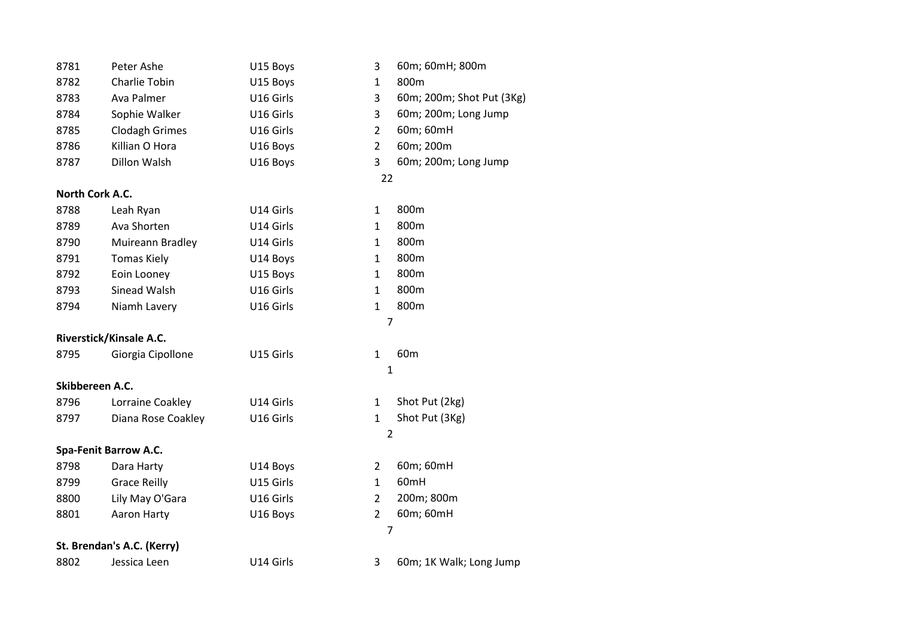| | | | | |
|---|---|---|---|---|
| 8781 | Peter Ashe | U15 Boys | 3 | 60m; 60mH; 800m |
| 8782 | Charlie Tobin | U15 Boys | 1 | 800m |
| 8783 | Ava Palmer | U16 Girls | 3 | 60m; 200m; Shot Put (3Kg) |
| 8784 | Sophie Walker | U16 Girls | 3 | 60m; 200m; Long Jump |
| 8785 | Clodagh Grimes | U16 Girls | 2 | 60m; 60mH |
| 8786 | Killian O Hora | U16 Boys | 2 | 60m; 200m |
| 8787 | Dillon Walsh | U16 Boys | 3 | 60m; 200m; Long Jump |
| | | | 22 | |

**North Cork A.C.**

| | | | | |
|---|---|---|---|---|
| 8788 | Leah Ryan | U14 Girls | 1 | 800m |
| 8789 | Ava Shorten | U14 Girls | 1 | 800m |
| 8790 | Muireann Bradley | U14 Girls | 1 | 800m |
| 8791 | Tomas Kiely | U14 Boys | 1 | 800m |
| 8792 | Eoin Looney | U15 Boys | 1 | 800m |
| 8793 | Sinead Walsh | U16 Girls | 1 | 800m |
| 8794 | Niamh Lavery | U16 Girls | 1 | 800m |
| | | | 7 | |

**Riverstick/Kinsale A.C.**

| | | | | |
|---|---|---|---|---|
| 8795 | Giorgia Cipollone | U15 Girls | 1 | 60m |
| | | | 1 | |

**Skibbereen A.C.**

| | | | | |
|---|---|---|---|---|
| 8796 | Lorraine Coakley | U14 Girls | 1 | Shot Put (2kg) |
| 8797 | Diana Rose Coakley | U16 Girls | 1 | Shot Put (3Kg) |
| | | | 2 | |

**Spa-Fenit Barrow A.C.**

| | | | | |
|---|---|---|---|---|
| 8798 | Dara Harty | U14 Boys | 2 | 60m; 60mH |
| 8799 | Grace Reilly | U15 Girls | 1 | 60mH |
| 8800 | Lily May O'Gara | U16 Girls | 2 | 200m; 800m |
| 8801 | Aaron Harty | U16 Boys | 2 | 60m; 60mH |
| | | | 7 | |

**St. Brendan's A.C. (Kerry)**

| | | | | |
|---|---|---|---|---|
| 8802 | Jessica Leen | U14 Girls | 3 | 60m; 1K Walk; Long Jump |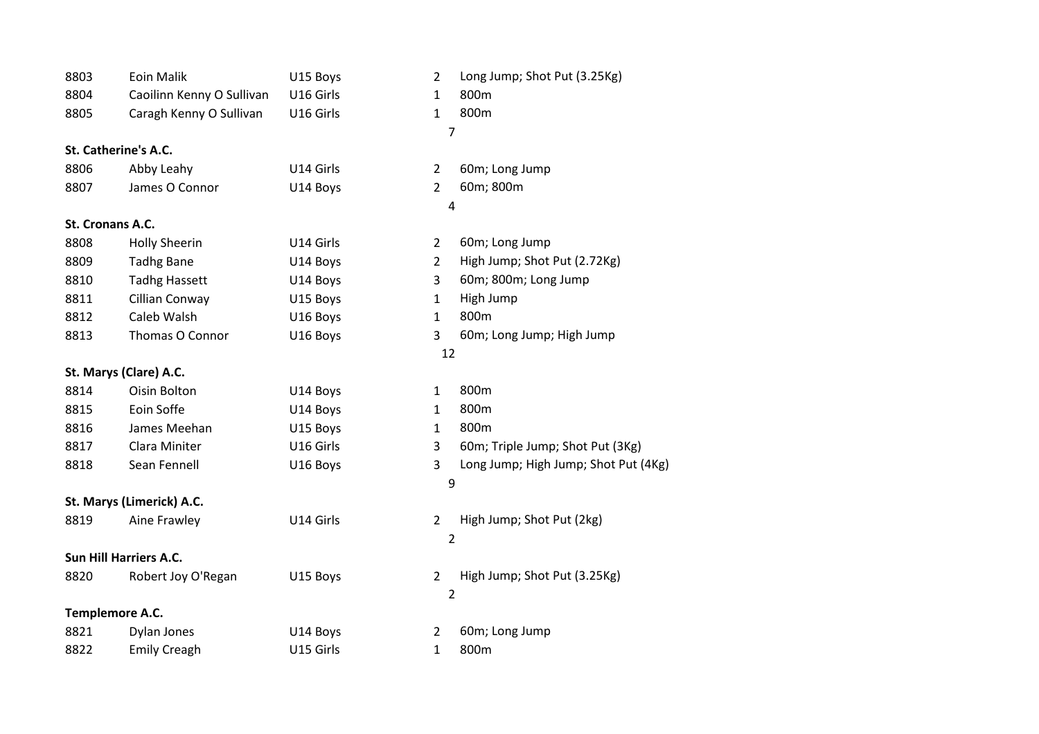| | | | | |
|---|---|---|---|---|
| 8803 | Eoin Malik | U15 Boys | 2 | Long Jump; Shot Put (3.25Kg) |
| 8804 | Caoilinn Kenny O Sullivan | U16 Girls | 1 | 800m |
| 8805 | Caragh Kenny O Sullivan | U16 Girls | 1 | 800m |
| | | | 7 | |

**St. Catherine's A.C.**

| | | | | |
|---|---|---|---|---|
| 8806 | Abby Leahy | U14 Girls | 2 | 60m; Long Jump |
| 8807 | James O Connor | U14 Boys | 2 | 60m; 800m |
| | | | 4 | |

**St. Cronans A.C.**

| | | | | |
|---|---|---|---|---|
| 8808 | Holly Sheerin | U14 Girls | 2 | 60m; Long Jump |
| 8809 | Tadhg Bane | U14 Boys | 2 | High Jump; Shot Put (2.72Kg) |
| 8810 | Tadhg Hassett | U14 Boys | 3 | 60m; 800m; Long Jump |
| 8811 | Cillian Conway | U15 Boys | 1 | High Jump |
| 8812 | Caleb Walsh | U16 Boys | 1 | 800m |
| 8813 | Thomas O Connor | U16 Boys | 3 | 60m; Long Jump; High Jump |
| | | | 12 | |

**St. Marys (Clare) A.C.**

| | | | | |
|---|---|---|---|---|
| 8814 | Oisin Bolton | U14 Boys | 1 | 800m |
| 8815 | Eoin Soffe | U14 Boys | 1 | 800m |
| 8816 | James Meehan | U15 Boys | 1 | 800m |
| 8817 | Clara Miniter | U16 Girls | 3 | 60m; Triple Jump; Shot Put (3Kg) |
| 8818 | Sean Fennell | U16 Boys | 3 | Long Jump; High Jump; Shot Put (4Kg) |
| | | | 9 | |

**St. Marys (Limerick) A.C.**

| | | | | |
|---|---|---|---|---|
| 8819 | Aine Frawley | U14 Girls | 2 | High Jump; Shot Put (2kg) |
| | | | 2 | |

**Sun Hill Harriers A.C.**

| | | | | |
|---|---|---|---|---|
| 8820 | Robert Joy O'Regan | U15 Boys | 2 | High Jump; Shot Put (3.25Kg) |
| | | | 2 | |

**Templemore A.C.**

| | | | | |
|---|---|---|---|---|
| 8821 | Dylan Jones | U14 Boys | 2 | 60m; Long Jump |
| 8822 | Emily Creagh | U15 Girls | 1 | 800m |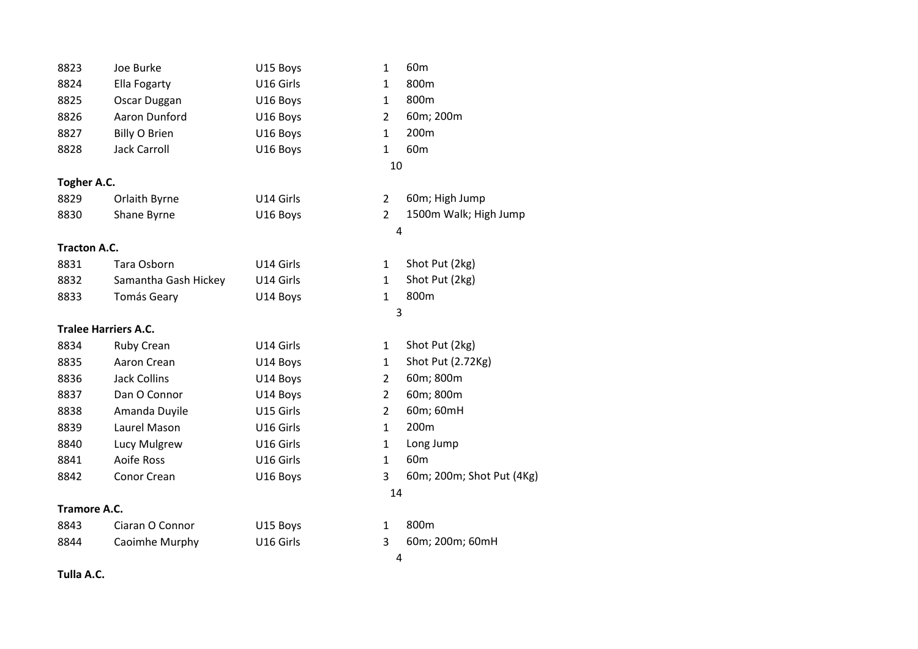| | | | | |
|---|---|---|---|---|
| 8823 | Joe Burke | U15 Boys | 1 | 60m |
| 8824 | Ella Fogarty | U16 Girls | 1 | 800m |
| 8825 | Oscar Duggan | U16 Boys | 1 | 800m |
| 8826 | Aaron Dunford | U16 Boys | 2 | 60m; 200m |
| 8827 | Billy O Brien | U16 Boys | 1 | 200m |
| 8828 | Jack Carroll | U16 Boys | 1 | 60m |
| | | | 10 | |

**Togher A.C.**

| | | | | |
|---|---|---|---|---|
| 8829 | Orlaith Byrne | U14 Girls | 2 | 60m; High Jump |
| 8830 | Shane Byrne | U16 Boys | 2 | 1500m Walk; High Jump |
| | | | 4 | |

**Tracton A.C.**

| | | | | |
|---|---|---|---|---|
| 8831 | Tara Osborn | U14 Girls | 1 | Shot Put (2kg) |
| 8832 | Samantha Gash Hickey | U14 Girls | 1 | Shot Put (2kg) |
| 8833 | Tomás Geary | U14 Boys | 1 | 800m |
| | | | 3 | |

**Tralee Harriers A.C.**

| | | | | |
|---|---|---|---|---|
| 8834 | Ruby Crean | U14 Girls | 1 | Shot Put (2kg) |
| 8835 | Aaron Crean | U14 Boys | 1 | Shot Put (2.72Kg) |
| 8836 | Jack Collins | U14 Boys | 2 | 60m; 800m |
| 8837 | Dan O Connor | U14 Boys | 2 | 60m; 800m |
| 8838 | Amanda Duyile | U15 Girls | 2 | 60m; 60mH |
| 8839 | Laurel Mason | U16 Girls | 1 | 200m |
| 8840 | Lucy Mulgrew | U16 Girls | 1 | Long Jump |
| 8841 | Aoife Ross | U16 Girls | 1 | 60m |
| 8842 | Conor Crean | U16 Boys | 3 | 60m; 200m; Shot Put (4Kg) |
| | | | 14 | |

**Tramore A.C.**

| | | | | |
|---|---|---|---|---|
| 8843 | Ciaran O Connor | U15 Boys | 1 | 800m |
| 8844 | Caoimhe Murphy | U16 Girls | 3 | 60m; 200m; 60mH |
| | | | 4 | |

**Tulla A.C.**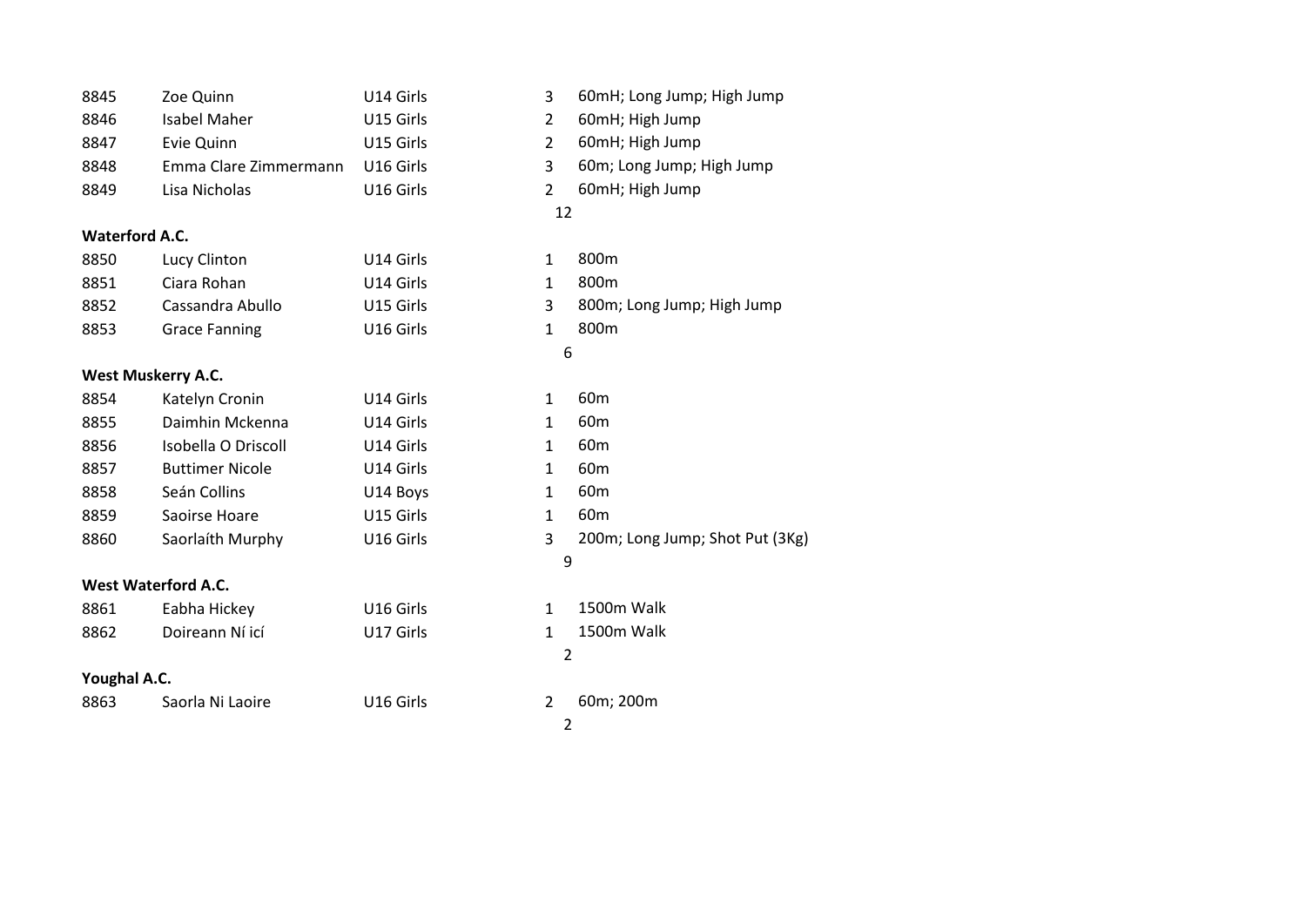| | | | | |
|---|---|---|---|---|
| 8845 | Zoe Quinn | U14 Girls | 3 | 60mH; Long Jump; High Jump |
| 8846 | Isabel Maher | U15 Girls | 2 | 60mH; High Jump |
| 8847 | Evie Quinn | U15 Girls | 2 | 60mH; High Jump |
| 8848 | Emma Clare Zimmermann | U16 Girls | 3 | 60m; Long Jump; High Jump |
| 8849 | Lisa Nicholas | U16 Girls | 2 | 60mH; High Jump |
| | | | 12 | |

**Waterford A.C.**

| | | | | |
|---|---|---|---|---|
| 8850 | Lucy Clinton | U14 Girls | 1 | 800m |
| 8851 | Ciara Rohan | U14 Girls | 1 | 800m |
| 8852 | Cassandra Abullo | U15 Girls | 3 | 800m; Long Jump; High Jump |
| 8853 | Grace Fanning | U16 Girls | 1 | 800m |
| | | | 6 | |

**West Muskerry A.C.**

| | | | | |
|---|---|---|---|---|
| 8854 | Katelyn Cronin | U14 Girls | 1 | 60m |
| 8855 | Daimhin Mckenna | U14 Girls | 1 | 60m |
| 8856 | Isobella O Driscoll | U14 Girls | 1 | 60m |
| 8857 | Buttimer Nicole | U14 Girls | 1 | 60m |
| 8858 | Seán Collins | U14 Boys | 1 | 60m |
| 8859 | Saoirse Hoare | U15 Girls | 1 | 60m |
| 8860 | Saorlaíth Murphy | U16 Girls | 3 | 200m; Long Jump; Shot Put (3Kg) |
| | | | 9 | |

**West Waterford A.C.**

| | | | | |
|---|---|---|---|---|
| 8861 | Eabha Hickey | U16 Girls | 1 | 1500m Walk |
| 8862 | Doireann Ní icí | U17 Girls | 1 | 1500m Walk |
| | | | 2 | |

**Youghal A.C.**

| | | | | |
|---|---|---|---|---|
| 8863 | Saorla Ni Laoire | U16 Girls | 2 | 60m; 200m |
| | | | 2 | |